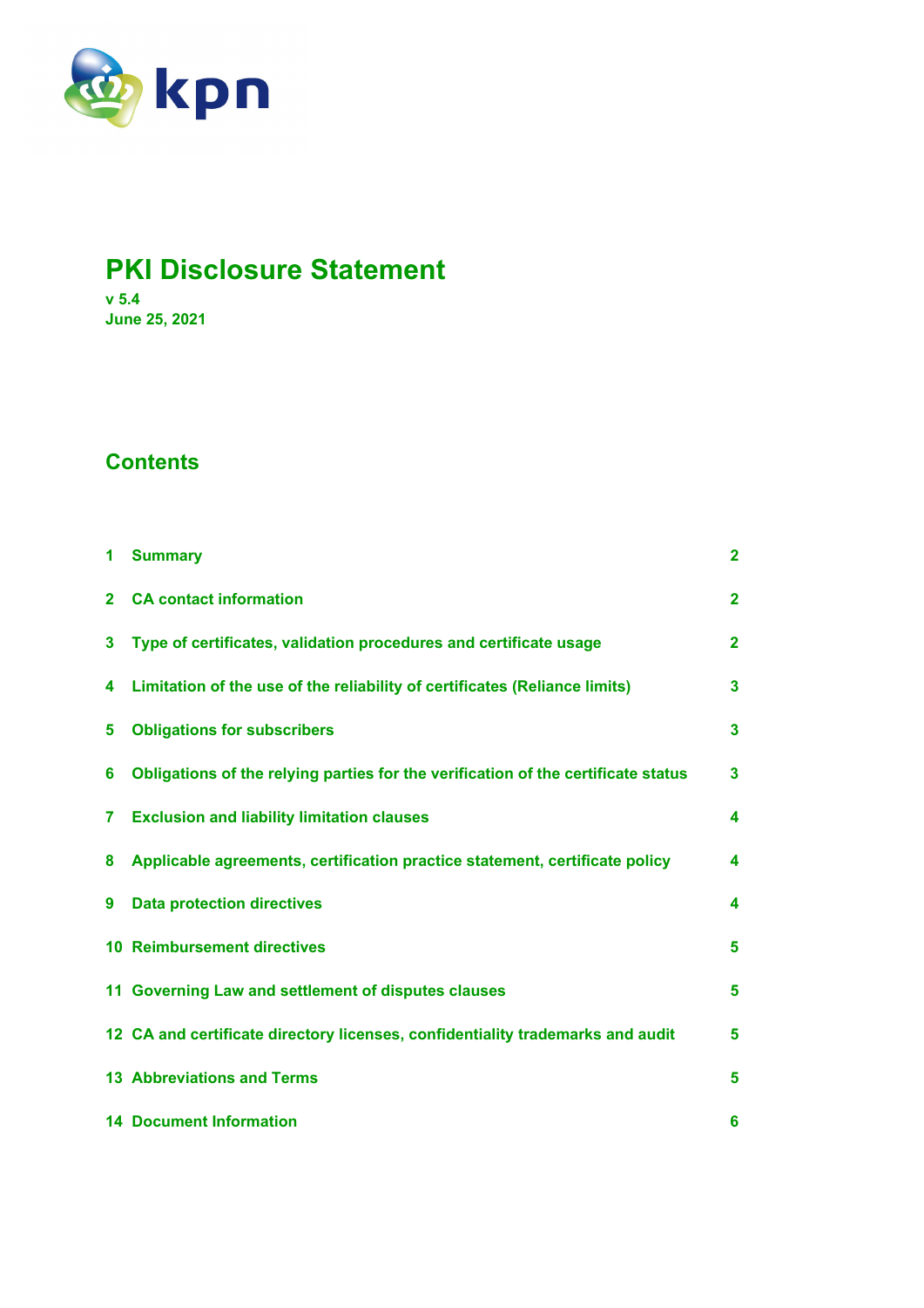# PKI Disclosure Statement

**v 5.4**
**June 25, 2021**

## Contents

| | | |
|---|---|---|
| 1 | Summary | 2 |
| 2 | CA contact information | 2 |
| 3 | Type of certificates, validation procedures and certificate usage | 2 |
| 4 | Limitation of the use of the reliability of certificates (Reliance limits) | 3 |
| 5 | Obligations for subscribers | 3 |
| 6 | Obligations of the relying parties for the verification of the certificate status | 3 |
| 7 | Exclusion and liability limitation clauses | 4 |
| 8 | Applicable agreements, certification practice statement, certificate policy | 4 |
| 9 | Data protection directives | 4 |
| 10 | Reimbursement directives | 5 |
| 11 | Governing Law and settlement of disputes clauses | 5 |
| 12 | CA and certificate directory licenses, confidentiality trademarks and audit | 5 |
| 13 | Abbreviations and Terms | 5 |
| 14 | Document Information | 6 |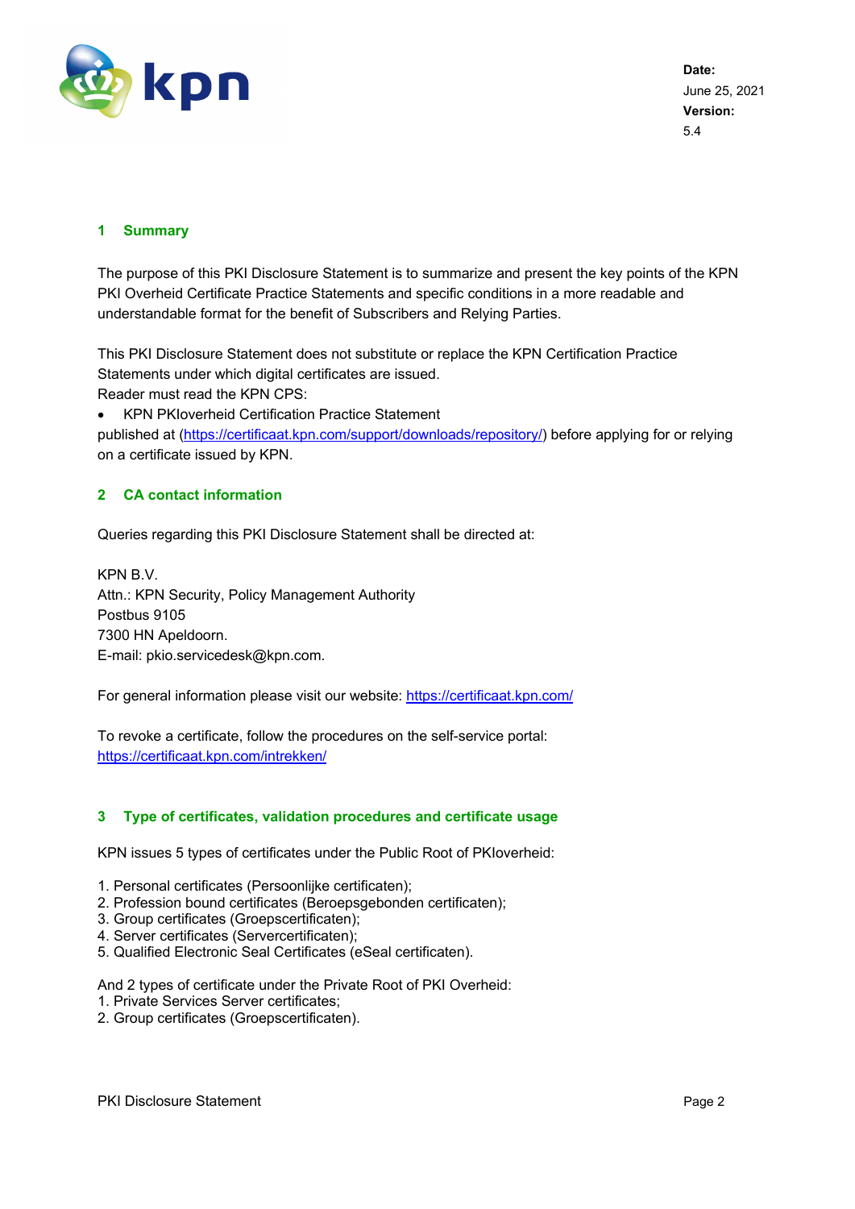Date:
June 25, 2021
Version:
5.4

## 1 Summary

The purpose of this PKI Disclosure Statement is to summarize and present the key points of the KPN PKI Overheid Certificate Practice Statements and specific conditions in a more readable and understandable format for the benefit of Subscribers and Relying Parties.

This PKI Disclosure Statement does not substitute or replace the KPN Certification Practice Statements under which digital certificates are issued.
Reader must read the KPN CPS:

- KPN PKIoverheid Certification Practice Statement

published at (https://certificaat.kpn.com/support/downloads/repository/) before applying for or relying on a certificate issued by KPN.

## 2 CA contact information

Queries regarding this PKI Disclosure Statement shall be directed at:

KPN B.V.
Attn.: KPN Security, Policy Management Authority
Postbus 9105
7300 HN Apeldoorn.
E-mail: pkio.servicedesk@kpn.com.

For general information please visit our website: https://certificaat.kpn.com/

To revoke a certificate, follow the procedures on the self-service portal:
https://certificaat.kpn.com/intrekken/

## 3 Type of certificates, validation procedures and certificate usage

KPN issues 5 types of certificates under the Public Root of PKIoverheid:

1. Personal certificates (Persoonlijke certificaten);
2. Profession bound certificates (Beroepsgebonden certificaten);
3. Group certificates (Groepscertificaten);
4. Server certificates (Servercertificaten);
5. Qualified Electronic Seal Certificates (eSeal certificaten).

And 2 types of certificate under the Private Root of PKI Overheid:
1. Private Services Server certificates;
2. Group certificates (Groepscertificaten).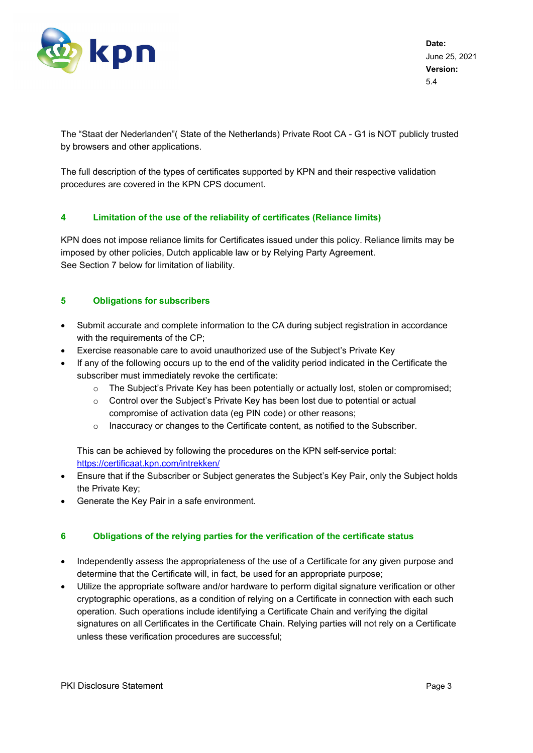The “Staat der Nederlanden”( State of the Netherlands) Private Root CA - G1 is NOT publicly trusted by browsers and other applications.

The full description of the types of certificates supported by KPN and their respective validation procedures are covered in the KPN CPS document.

## 4 Limitation of the use of the reliability of certificates (Reliance limits)

KPN does not impose reliance limits for Certificates issued under this policy. Reliance limits may be imposed by other policies, Dutch applicable law or by Relying Party Agreement.
See Section 7 below for limitation of liability.

## 5 Obligations for subscribers

- Submit accurate and complete information to the CA during subject registration in accordance with the requirements of the CP;
- Exercise reasonable care to avoid unauthorized use of the Subject’s Private Key
- If any of the following occurs up to the end of the validity period indicated in the Certificate the subscriber must immediately revoke the certificate:
  - The Subject’s Private Key has been potentially or actually lost, stolen or compromised;
  - Control over the Subject’s Private Key has been lost due to potential or actual compromise of activation data (eg PIN code) or other reasons;
  - Inaccuracy or changes to the Certificate content, as notified to the Subscriber.

  This can be achieved by following the procedures on the KPN self-service portal: https://certificaat.kpn.com/intrekken/
- Ensure that if the Subscriber or Subject generates the Subject’s Key Pair, only the Subject holds the Private Key;
- Generate the Key Pair in a safe environment.

## 6 Obligations of the relying parties for the verification of the certificate status

- Independently assess the appropriateness of the use of a Certificate for any given purpose and determine that the Certificate will, in fact, be used for an appropriate purpose;
- Utilize the appropriate software and/or hardware to perform digital signature verification or other cryptographic operations, as a condition of relying on a Certificate in connection with each such operation. Such operations include identifying a Certificate Chain and verifying the digital signatures on all Certificates in the Certificate Chain. Relying parties will not rely on a Certificate unless these verification procedures are successful;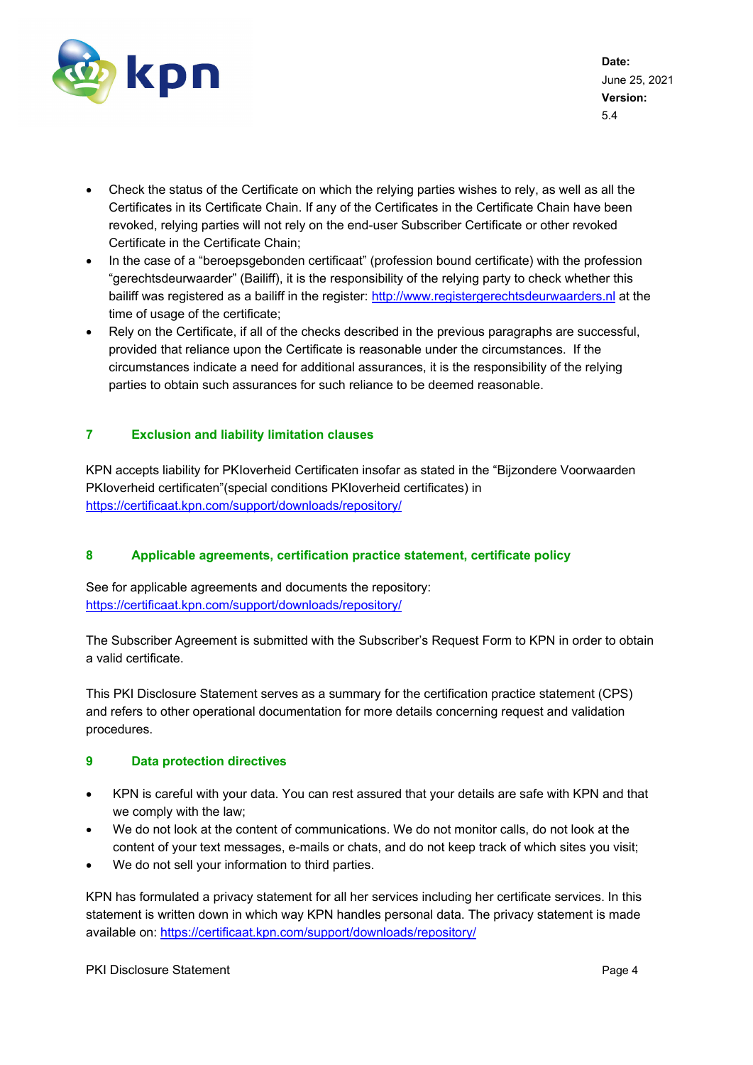- Check the status of the Certificate on which the relying parties wishes to rely, as well as all the Certificates in its Certificate Chain. If any of the Certificates in the Certificate Chain have been revoked, relying parties will not rely on the end-user Subscriber Certificate or other revoked Certificate in the Certificate Chain;
- In the case of a "beroepsgebonden certificaat" (profession bound certificate) with the profession "gerechtsdeurwaarder" (Bailiff), it is the responsibility of the relying party to check whether this bailiff was registered as a bailiff in the register: http://www.registergerechtsdeurwaarders.nl at the time of usage of the certificate;
- Rely on the Certificate, if all of the checks described in the previous paragraphs are successful, provided that reliance upon the Certificate is reasonable under the circumstances. If the circumstances indicate a need for additional assurances, it is the responsibility of the relying parties to obtain such assurances for such reliance to be deemed reasonable.

## 7 Exclusion and liability limitation clauses

KPN accepts liability for PKIoverheid Certificaten insofar as stated in the "Bijzondere Voorwaarden PKIoverheid certificaten"(special conditions PKIoverheid certificates) in https://certificaat.kpn.com/support/downloads/repository/

## 8 Applicable agreements, certification practice statement, certificate policy

See for applicable agreements and documents the repository: https://certificaat.kpn.com/support/downloads/repository/

The Subscriber Agreement is submitted with the Subscriber's Request Form to KPN in order to obtain a valid certificate.

This PKI Disclosure Statement serves as a summary for the certification practice statement (CPS) and refers to other operational documentation for more details concerning request and validation procedures.

## 9 Data protection directives

- KPN is careful with your data. You can rest assured that your details are safe with KPN and that we comply with the law;
- We do not look at the content of communications. We do not monitor calls, do not look at the content of your text messages, e-mails or chats, and do not keep track of which sites you visit;
- We do not sell your information to third parties.

KPN has formulated a privacy statement for all her services including her certificate services. In this statement is written down in which way KPN handles personal data. The privacy statement is made available on: https://certificaat.kpn.com/support/downloads/repository/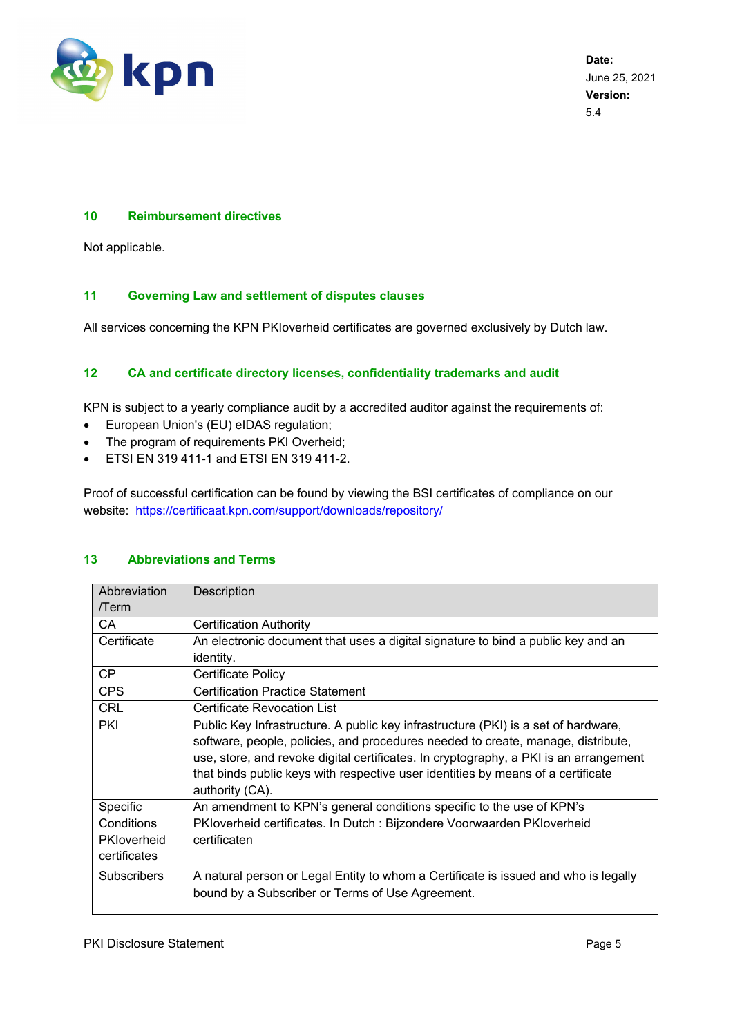## 10 Reimbursement directives

Not applicable.

## 11 Governing Law and settlement of disputes clauses

All services concerning the KPN PKIoverheid certificates are governed exclusively by Dutch law.

## 12 CA and certificate directory licenses, confidentiality trademarks and audit

KPN is subject to a yearly compliance audit by a accredited auditor against the requirements of:

- European Union's (EU) eIDAS regulation;
- The program of requirements PKI Overheid;
- ETSI EN 319 411-1 and ETSI EN 319 411-2.

Proof of successful certification can be found by viewing the BSI certificates of compliance on our website: https://certificaat.kpn.com/support/downloads/repository/

## 13 Abbreviations and Terms

| Abbreviation /Term | Description |
|---|---|
| CA | Certification Authority |
| Certificate | An electronic document that uses a digital signature to bind a public key and an identity. |
| CP | Certificate Policy |
| CPS | Certification Practice Statement |
| CRL | Certificate Revocation List |
| PKI | Public Key Infrastructure. A public key infrastructure (PKI) is a set of hardware, software, people, policies, and procedures needed to create, manage, distribute, use, store, and revoke digital certificates. In cryptography, a PKI is an arrangement that binds public keys with respective user identities by means of a certificate authority (CA). |
| Specific Conditions PKIoverheid certificates | An amendment to KPN's general conditions specific to the use of KPN's PKIoverheid certificates. In Dutch : Bijzondere Voorwaarden PKIoverheid certificaten |
| Subscribers | A natural person or Legal Entity to whom a Certificate is issued and who is legally bound by a Subscriber or Terms of Use Agreement. |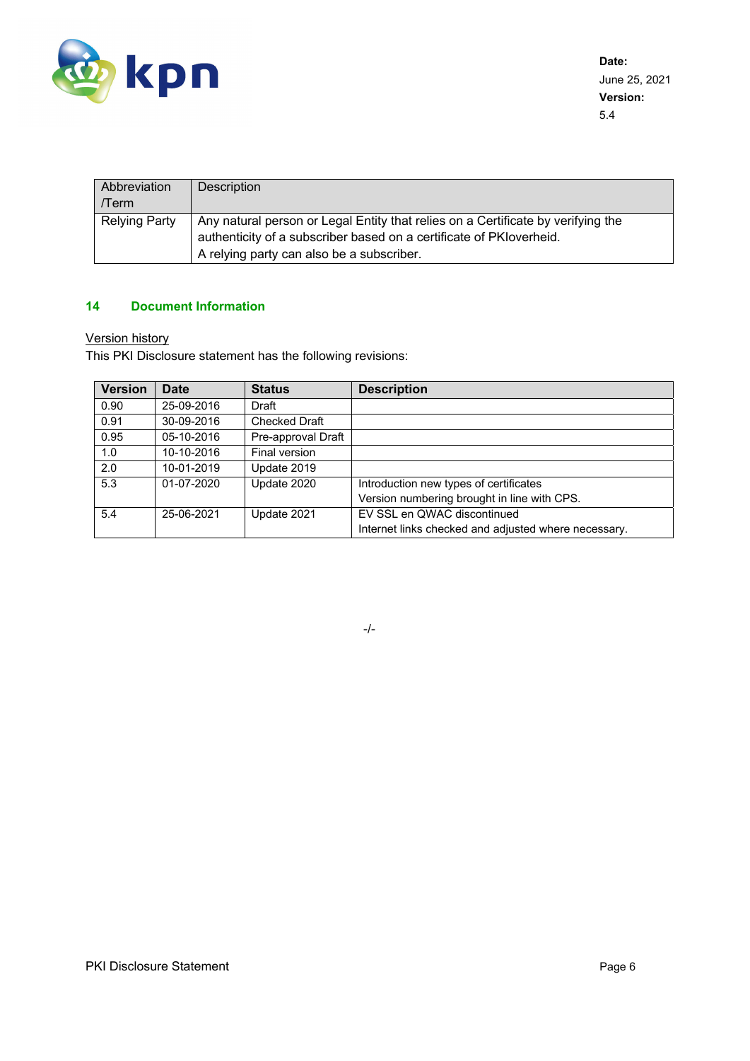| Abbreviation /Term | Description |
|---|---|
| Relying Party | Any natural person or Legal Entity that relies on a Certificate by verifying the authenticity of a subscriber based on a certificate of PKIoverheid.<br>A relying party can also be a subscriber. |

## 14 Document Information

Version history

This PKI Disclosure statement has the following revisions:

| Version | Date | Status | Description |
|---|---|---|---|
| 0.90 | 25-09-2016 | Draft | |
| 0.91 | 30-09-2016 | Checked Draft | |
| 0.95 | 05-10-2016 | Pre-approval Draft | |
| 1.0 | 10-10-2016 | Final version | |
| 2.0 | 10-01-2019 | Update 2019 | |
| 5.3 | 01-07-2020 | Update 2020 | Introduction new types of certificates<br>Version numbering brought in line with CPS. |
| 5.4 | 25-06-2021 | Update 2021 | EV SSL en QWAC discontinued<br>Internet links checked and adjusted where necessary. |

-/-